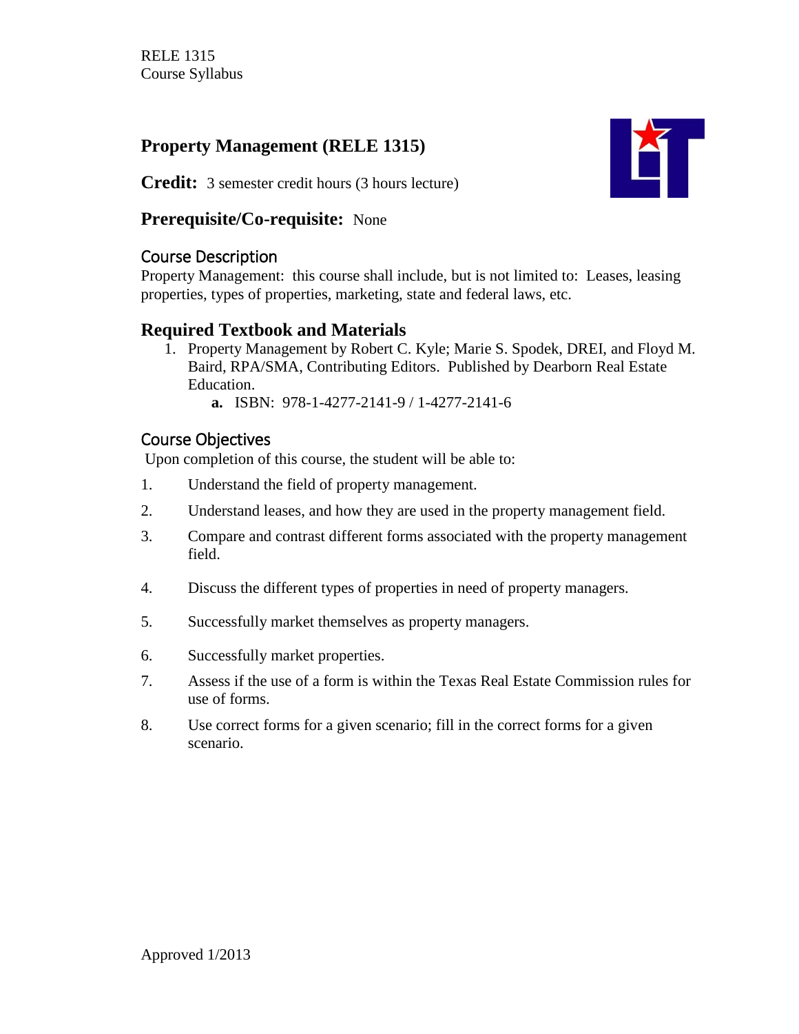RELE 1315
Course Syllabus

# Property Management (RELE 1315)

**Credit:** 3 semester credit hours (3 hours lecture)

**Prerequisite/Co-requisite:** None

## Course Description

Property Management: this course shall include, but is not limited to: Leases, leasing properties, types of properties, marketing, state and federal laws, etc.

## Required Textbook and Materials

1. Property Management by Robert C. Kyle; Marie S. Spodek, DREI, and Floyd M. Baird, RPA/SMA, Contributing Editors. Published by Dearborn Real Estate Education.
   a. ISBN: 978-1-4277-2141-9 / 1-4277-2141-6

## Course Objectives

Upon completion of this course, the student will be able to:

1. Understand the field of property management.
2. Understand leases, and how they are used in the property management field.
3. Compare and contrast different forms associated with the property management field.
4. Discuss the different types of properties in need of property managers.
5. Successfully market themselves as property managers.
6. Successfully market properties.
7. Assess if the use of a form is within the Texas Real Estate Commission rules for use of forms.
8. Use correct forms for a given scenario; fill in the correct forms for a given scenario.

Approved 1/2013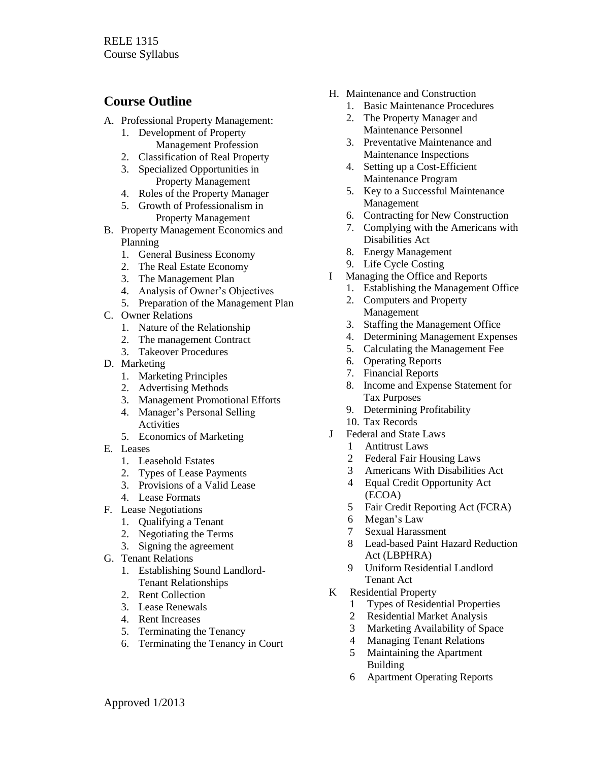## Course Outline

A. Professional Property Management:
   1. Development of Property Management Profession
   2. Classification of Real Property
   3. Specialized Opportunities in Property Management
   4. Roles of the Property Manager
   5. Growth of Professionalism in Property Management
B. Property Management Economics and Planning
   1. General Business Economy
   2. The Real Estate Economy
   3. The Management Plan
   4. Analysis of Owner's Objectives
   5. Preparation of the Management Plan
C. Owner Relations
   1. Nature of the Relationship
   2. The management Contract
   3. Takeover Procedures
D. Marketing
   1. Marketing Principles
   2. Advertising Methods
   3. Management Promotional Efforts
   4. Manager's Personal Selling Activities
   5. Economics of Marketing
E. Leases
   1. Leasehold Estates
   2. Types of Lease Payments
   3. Provisions of a Valid Lease
   4. Lease Formats
F. Lease Negotiations
   1. Qualifying a Tenant
   2. Negotiating the Terms
   3. Signing the agreement
G. Tenant Relations
   1. Establishing Sound Landlord-Tenant Relationships
   2. Rent Collection
   3. Lease Renewals
   4. Rent Increases
   5. Terminating the Tenancy
   6. Terminating the Tenancy in Court
H. Maintenance and Construction
   1. Basic Maintenance Procedures
   2. The Property Manager and Maintenance Personnel
   3. Preventative Maintenance and Maintenance Inspections
   4. Setting up a Cost-Efficient Maintenance Program
   5. Key to a Successful Maintenance Management
   6. Contracting for New Construction
   7. Complying with the Americans with Disabilities Act
   8. Energy Management
   9. Life Cycle Costing
I Managing the Office and Reports
   1. Establishing the Management Office
   2. Computers and Property Management
   3. Staffing the Management Office
   4. Determining Management Expenses
   5. Calculating the Management Fee
   6. Operating Reports
   7. Financial Reports
   8. Income and Expense Statement for Tax Purposes
   9. Determining Profitability
   10. Tax Records
J Federal and State Laws
   1 Antitrust Laws
   2 Federal Fair Housing Laws
   3 Americans With Disabilities Act
   4 Equal Credit Opportunity Act (ECOA)
   5 Fair Credit Reporting Act (FCRA)
   6 Megan's Law
   7 Sexual Harassment
   8 Lead-based Paint Hazard Reduction Act (LBPHRA)
   9 Uniform Residential Landlord Tenant Act
K Residential Property
   1 Types of Residential Properties
   2 Residential Market Analysis
   3 Marketing Availability of Space
   4 Managing Tenant Relations
   5 Maintaining the Apartment Building
   6 Apartment Operating Reports

Approved 1/2013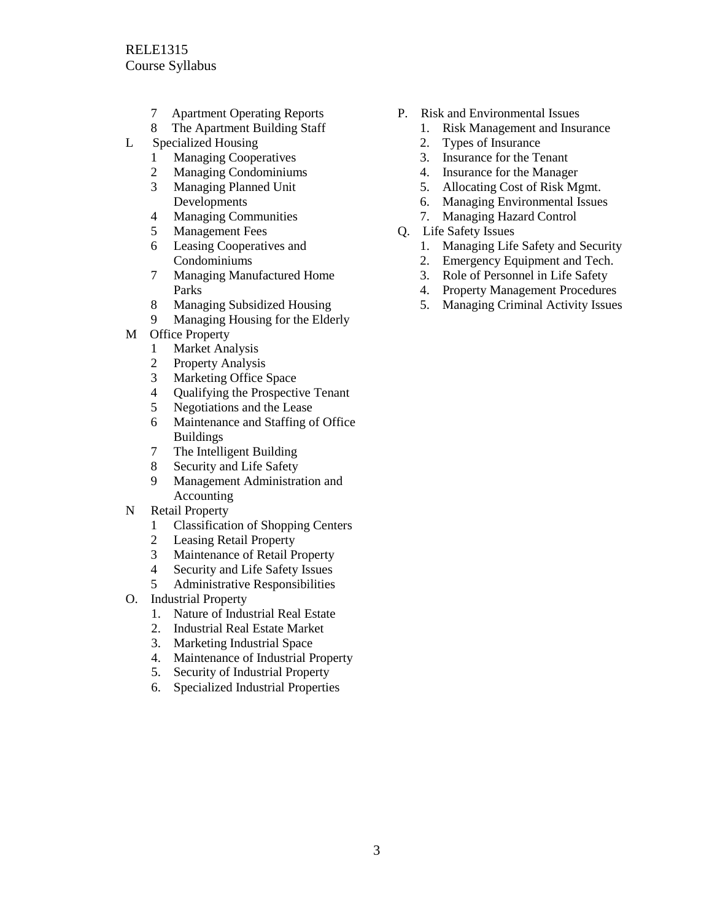- 7 Apartment Operating Reports
- 8 The Apartment Building Staff

L Specialized Housing

- 1 Managing Cooperatives
- 2 Managing Condominiums
- 3 Managing Planned Unit Developments
- 4 Managing Communities
- 5 Management Fees
- 6 Leasing Cooperatives and Condominiums
- 7 Managing Manufactured Home Parks
- 8 Managing Subsidized Housing
- 9 Managing Housing for the Elderly

M Office Property

- 1 Market Analysis
- 2 Property Analysis
- 3 Marketing Office Space
- 4 Qualifying the Prospective Tenant
- 5 Negotiations and the Lease
- 6 Maintenance and Staffing of Office Buildings
- 7 The Intelligent Building
- 8 Security and Life Safety
- 9 Management Administration and Accounting

N Retail Property

- 1 Classification of Shopping Centers
- 2 Leasing Retail Property
- 3 Maintenance of Retail Property
- 4 Security and Life Safety Issues
- 5 Administrative Responsibilities

O. Industrial Property

1. Nature of Industrial Real Estate
2. Industrial Real Estate Market
3. Marketing Industrial Space
4. Maintenance of Industrial Property
5. Security of Industrial Property
6. Specialized Industrial Properties

P. Risk and Environmental Issues

1. Risk Management and Insurance
2. Types of Insurance
3. Insurance for the Tenant
4. Insurance for the Manager
5. Allocating Cost of Risk Mgmt.
6. Managing Environmental Issues
7. Managing Hazard Control

Q. Life Safety Issues

1. Managing Life Safety and Security
2. Emergency Equipment and Tech.
3. Role of Personnel in Life Safety
4. Property Management Procedures
5. Managing Criminal Activity Issues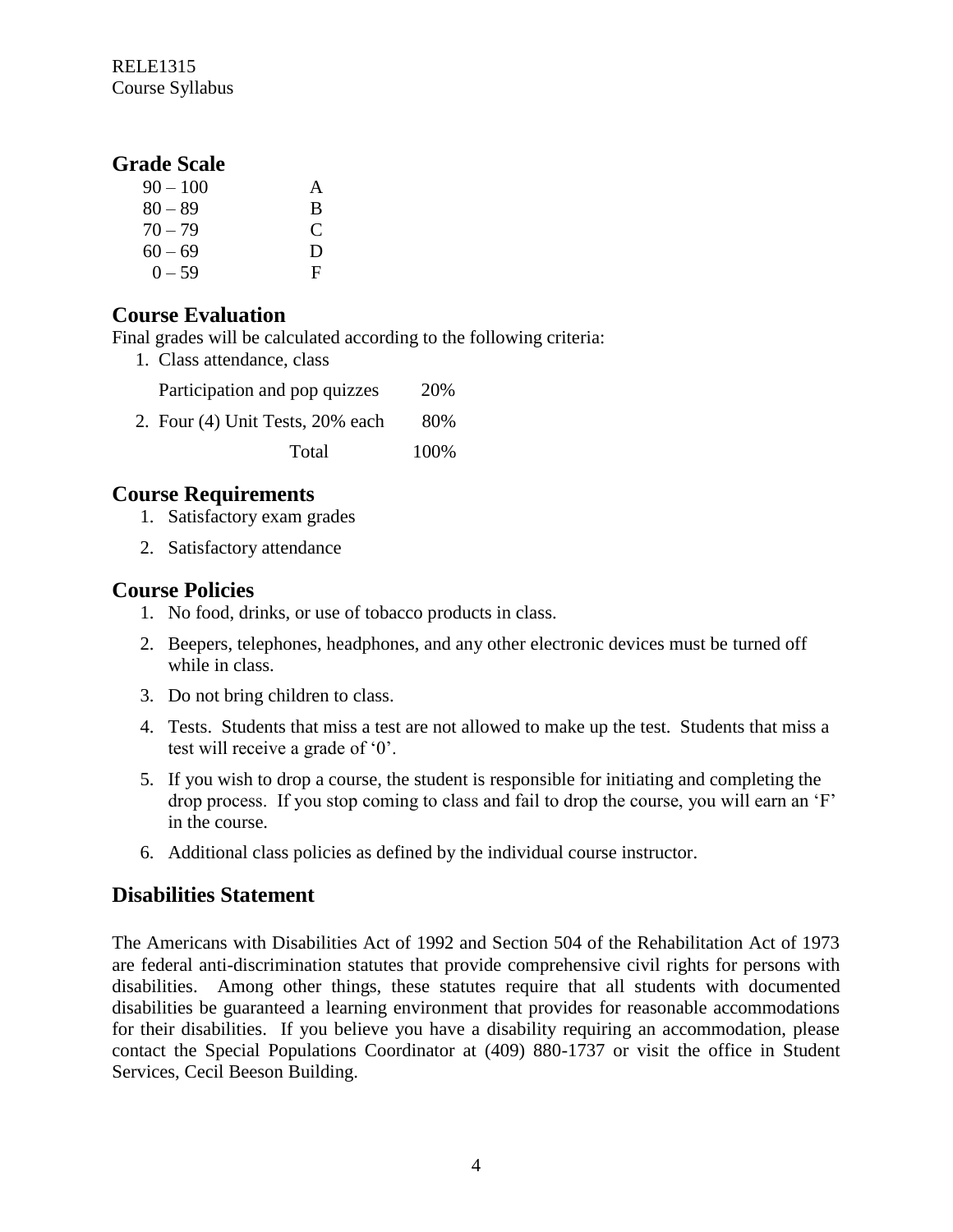## Grade Scale

| | |
|---|---|
| 90 – 100 | A |
| 80 – 89 | B |
| 70 – 79 | C |
| 60 – 69 | D |
| 0 – 59 | F |

## Course Evaluation

Final grades will be calculated according to the following criteria:

| | |
|---|---|
| 1. Class attendance, class Participation and pop quizzes | 20% |
| 2. Four (4) Unit Tests, 20% each | 80% |
| Total | 100% |

## Course Requirements

1. Satisfactory exam grades
2. Satisfactory attendance

## Course Policies

1. No food, drinks, or use of tobacco products in class.
2. Beepers, telephones, headphones, and any other electronic devices must be turned off while in class.
3. Do not bring children to class.
4. Tests. Students that miss a test are not allowed to make up the test. Students that miss a test will receive a grade of '0'.
5. If you wish to drop a course, the student is responsible for initiating and completing the drop process. If you stop coming to class and fail to drop the course, you will earn an 'F' in the course.
6. Additional class policies as defined by the individual course instructor.

## Disabilities Statement

The Americans with Disabilities Act of 1992 and Section 504 of the Rehabilitation Act of 1973 are federal anti-discrimination statutes that provide comprehensive civil rights for persons with disabilities. Among other things, these statutes require that all students with documented disabilities be guaranteed a learning environment that provides for reasonable accommodations for their disabilities. If you believe you have a disability requiring an accommodation, please contact the Special Populations Coordinator at (409) 880-1737 or visit the office in Student Services, Cecil Beeson Building.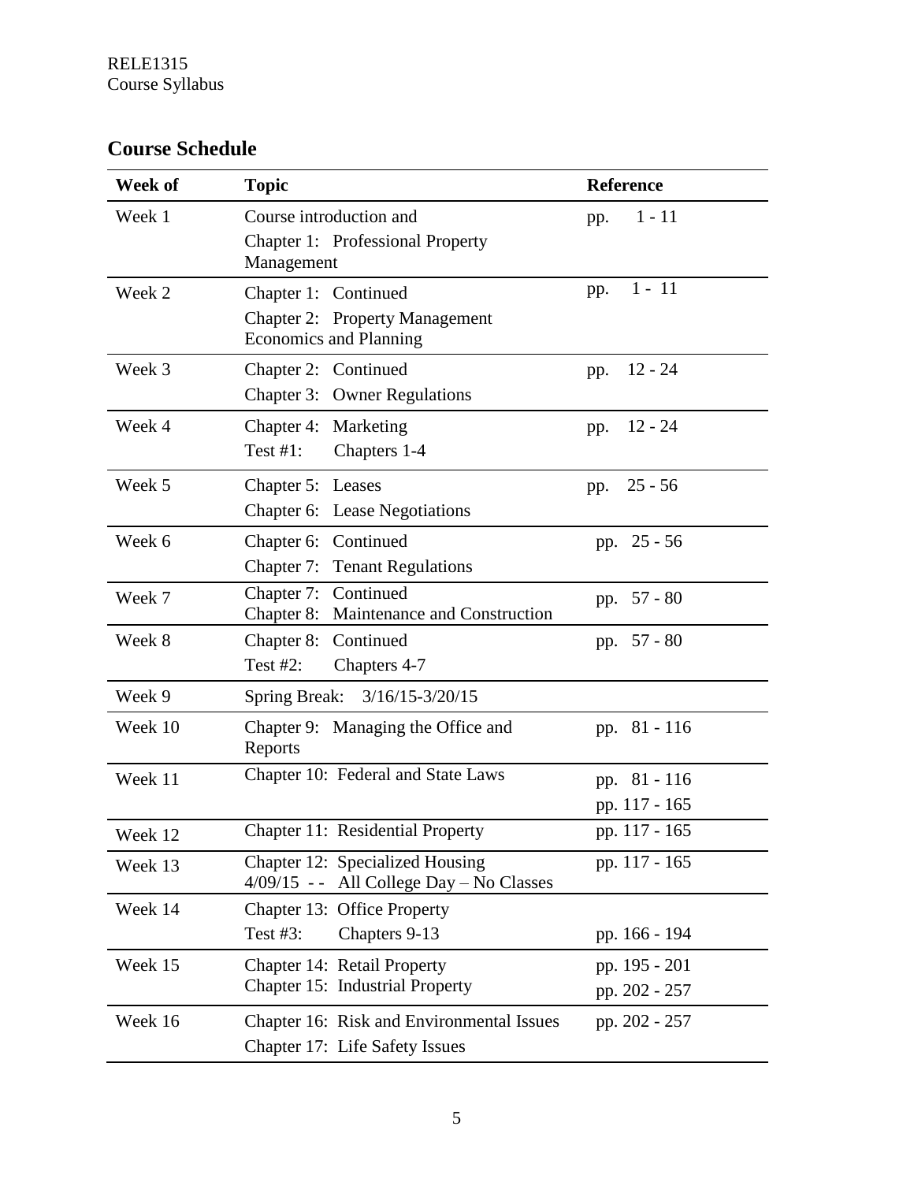## Course Schedule

| Week of | Topic | Reference |
|---|---|---|
| Week 1 | Course introduction and<br>Chapter 1: Professional Property Management | pp. 1 - 11 |
| Week 2 | Chapter 1: Continued<br>Chapter 2: Property Management Economics and Planning | pp. 1 - 11 |
| Week 3 | Chapter 2: Continued<br>Chapter 3: Owner Regulations | pp. 12 - 24 |
| Week 4 | Chapter 4: Marketing<br>Test #1: Chapters 1-4 | pp. 12 - 24 |
| Week 5 | Chapter 5: Leases<br>Chapter 6: Lease Negotiations | pp. 25 - 56 |
| Week 6 | Chapter 6: Continued<br>Chapter 7: Tenant Regulations | pp. 25 - 56 |
| Week 7 | Chapter 7: Continued<br>Chapter 8: Maintenance and Construction | pp. 57 - 80 |
| Week 8 | Chapter 8: Continued<br>Test #2: Chapters 4-7 | pp. 57 - 80 |
| Week 9 | Spring Break: 3/16/15-3/20/15 | |
| Week 10 | Chapter 9: Managing the Office and Reports | pp. 81 - 116 |
| Week 11 | Chapter 10: Federal and State Laws | pp. 81 - 116<br>pp. 117 - 165 |
| Week 12 | Chapter 11: Residential Property | pp. 117 - 165 |
| Week 13 | Chapter 12: Specialized Housing<br>4/09/15 - - All College Day – No Classes | pp. 117 - 165 |
| Week 14 | Chapter 13: Office Property<br>Test #3: Chapters 9-13 | pp. 166 - 194 |
| Week 15 | Chapter 14: Retail Property<br>Chapter 15: Industrial Property | pp. 195 - 201<br>pp. 202 - 257 |
| Week 16 | Chapter 16: Risk and Environmental Issues<br>Chapter 17: Life Safety Issues | pp. 202 - 257 |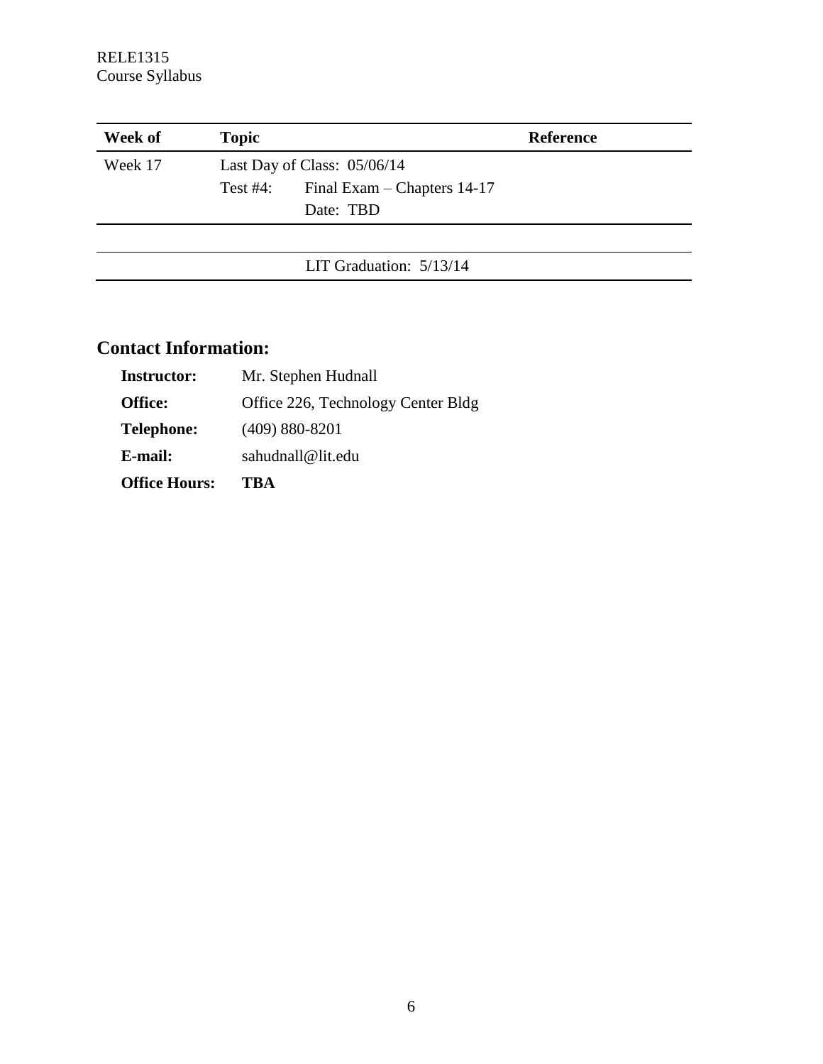| Week of | Topic | | Reference |
|---|---|---|---|
| Week 17 | Last Day of Class: 05/06/14 | | |
| | Test #4: | Final Exam – Chapters 14-17 | |
| | | Date: TBD | |
| | | LIT Graduation: 5/13/14 | |

## Contact Information:

| | |
|---|---|
| **Instructor:** | Mr. Stephen Hudnall |
| **Office:** | Office 226, Technology Center Bldg |
| **Telephone:** | (409) 880-8201 |
| **E-mail:** | sahudnall@lit.edu |
| **Office Hours:** | **TBA** |